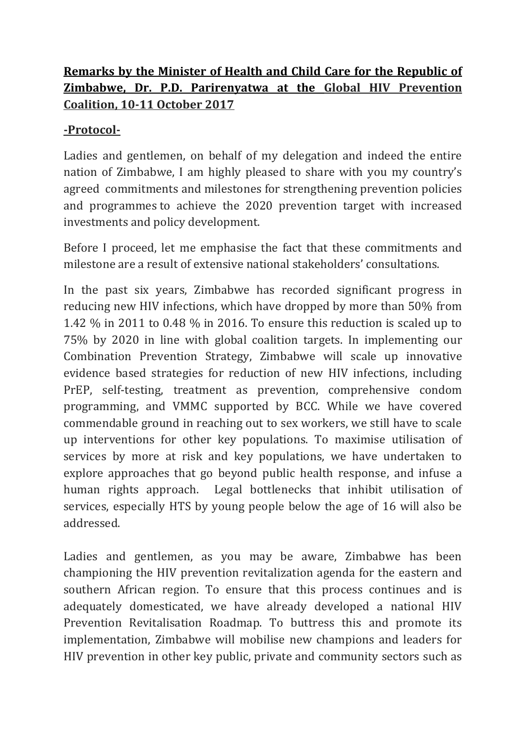**Remarks by the Minister of Health and Child Care for the Republic of Zimbabwe, Dr. P.D. Parirenyatwa at the Global HIV Prevention Coalition, 10-11 October 2017**

**-Protocol-**

Ladies and gentlemen, on behalf of my delegation and indeed the entire nation of Zimbabwe, I am highly pleased to share with you my country's agreed commitments and milestones for strengthening prevention policies and programmes to achieve the 2020 prevention target with increased investments and policy development.

Before I proceed, let me emphasise the fact that these commitments and milestone are a result of extensive national stakeholders' consultations.

In the past six years, Zimbabwe has recorded significant progress in reducing new HIV infections, which have dropped by more than 50% from 1.42 % in 2011 to 0.48 % in 2016. To ensure this reduction is scaled up to 75% by 2020 in line with global coalition targets. In implementing our Combination Prevention Strategy, Zimbabwe will scale up innovative evidence based strategies for reduction of new HIV infections, including PrEP, self-testing, treatment as prevention, comprehensive condom programming, and VMMC supported by BCC. While we have covered commendable ground in reaching out to sex workers, we still have to scale up interventions for other key populations. To maximise utilisation of services by more at risk and key populations, we have undertaken to explore approaches that go beyond public health response, and infuse a human rights approach. Legal bottlenecks that inhibit utilisation of services, especially HTS by young people below the age of 16 will also be addressed.

Ladies and gentlemen, as you may be aware, Zimbabwe has been championing the HIV prevention revitalization agenda for the eastern and southern African region. To ensure that this process continues and is adequately domesticated, we have already developed a national HIV Prevention Revitalisation Roadmap. To buttress this and promote its implementation, Zimbabwe will mobilise new champions and leaders for HIV prevention in other key public, private and community sectors such as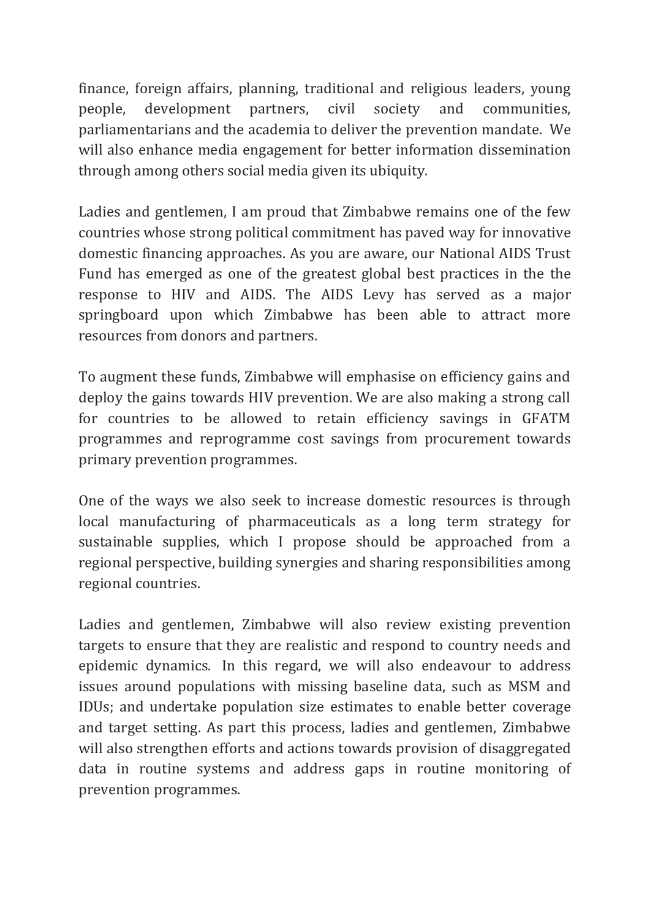finance, foreign affairs, planning, traditional and religious leaders, young people, development partners, civil society and communities, parliamentarians and the academia to deliver the prevention mandate. We will also enhance media engagement for better information dissemination through among others social media given its ubiquity.

Ladies and gentlemen, I am proud that Zimbabwe remains one of the few countries whose strong political commitment has paved way for innovative domestic financing approaches. As you are aware, our National AIDS Trust Fund has emerged as one of the greatest global best practices in the the response to HIV and AIDS. The AIDS Levy has served as a major springboard upon which Zimbabwe has been able to attract more resources from donors and partners.

To augment these funds, Zimbabwe will emphasise on efficiency gains and deploy the gains towards HIV prevention. We are also making a strong call for countries to be allowed to retain efficiency savings in GFATM programmes and reprogramme cost savings from procurement towards primary prevention programmes.

One of the ways we also seek to increase domestic resources is through local manufacturing of pharmaceuticals as a long term strategy for sustainable supplies, which I propose should be approached from a regional perspective, building synergies and sharing responsibilities among regional countries.

Ladies and gentlemen, Zimbabwe will also review existing prevention targets to ensure that they are realistic and respond to country needs and epidemic dynamics. In this regard, we will also endeavour to address issues around populations with missing baseline data, such as MSM and IDUs; and undertake population size estimates to enable better coverage and target setting. As part this process, ladies and gentlemen, Zimbabwe will also strengthen efforts and actions towards provision of disaggregated data in routine systems and address gaps in routine monitoring of prevention programmes.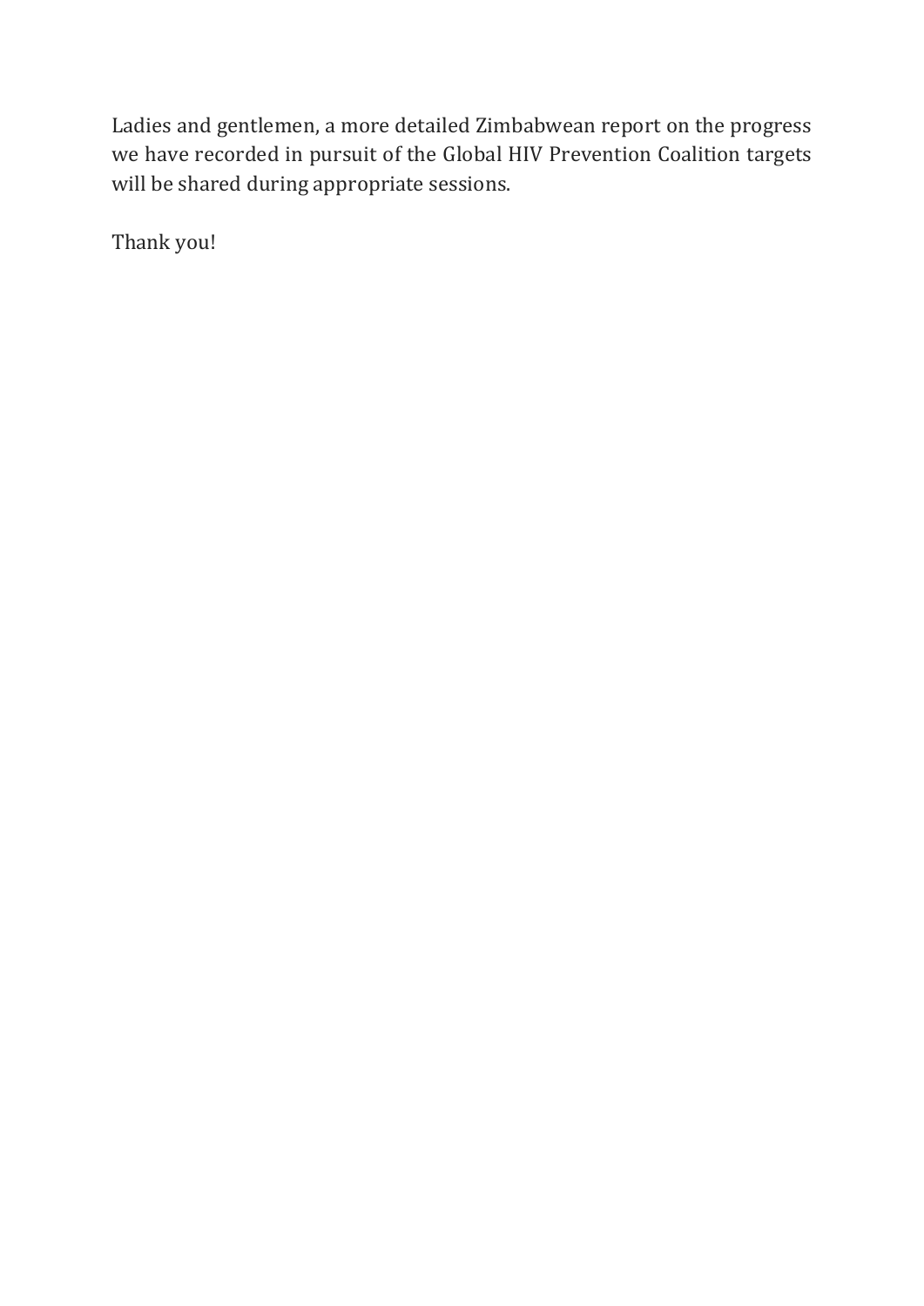Ladies and gentlemen, a more detailed Zimbabwean report on the progress we have recorded in pursuit of the Global HIV Prevention Coalition targets will be shared during appropriate sessions.

Thank you!